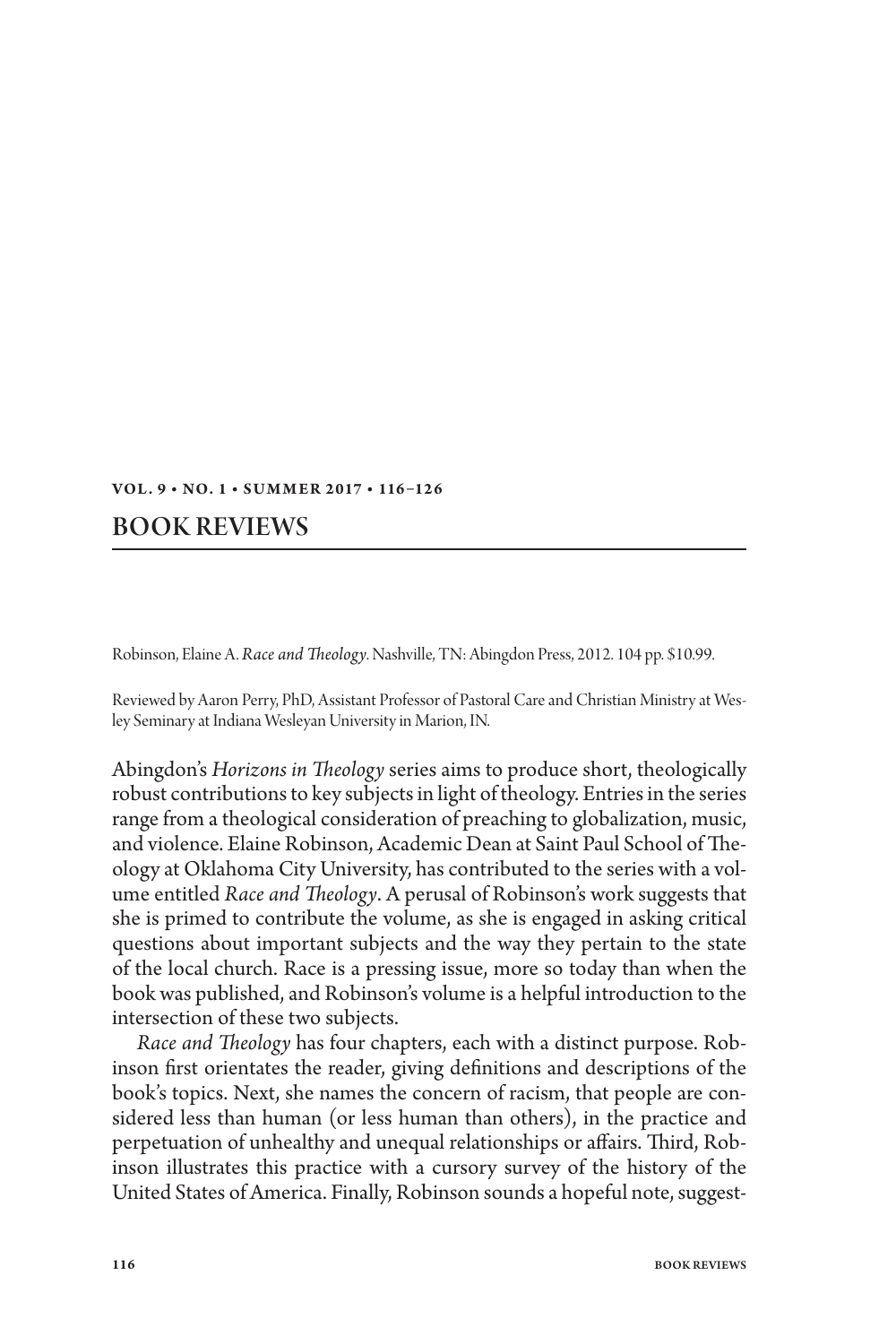# BOOK REVIEWS

Robinson, Elaine A. *Race and Theology*. Nashville, TN: Abingdon Press, 2012. 104 pp. $10.99.

Reviewed by Aaron Perry, PhD, Assistant Professor of Pastoral Care and Christian Ministry at Wesley Seminary at Indiana Wesleyan University in Marion, IN.

Abingdon's *Horizons in Theology* series aims to produce short, theologically robust contributions to key subjects in light of theology. Entries in the series range from a theological consideration of preaching to globalization, music, and violence. Elaine Robinson, Academic Dean at Saint Paul School of Theology at Oklahoma City University, has contributed to the series with a volume entitled *Race and Theology*. A perusal of Robinson's work suggests that she is primed to contribute the volume, as she is engaged in asking critical questions about important subjects and the way they pertain to the state of the local church. Race is a pressing issue, more so today than when the book was published, and Robinson's volume is a helpful introduction to the intersection of these two subjects.

*Race and Theology* has four chapters, each with a distinct purpose. Robinson first orientates the reader, giving definitions and descriptions of the book's topics. Next, she names the concern of racism, that people are considered less than human (or less human than others), in the practice and perpetuation of unhealthy and unequal relationships or affairs. Third, Robinson illustrates this practice with a cursory survey of the history of the United States of America. Finally, Robinson sounds a hopeful note, suggest-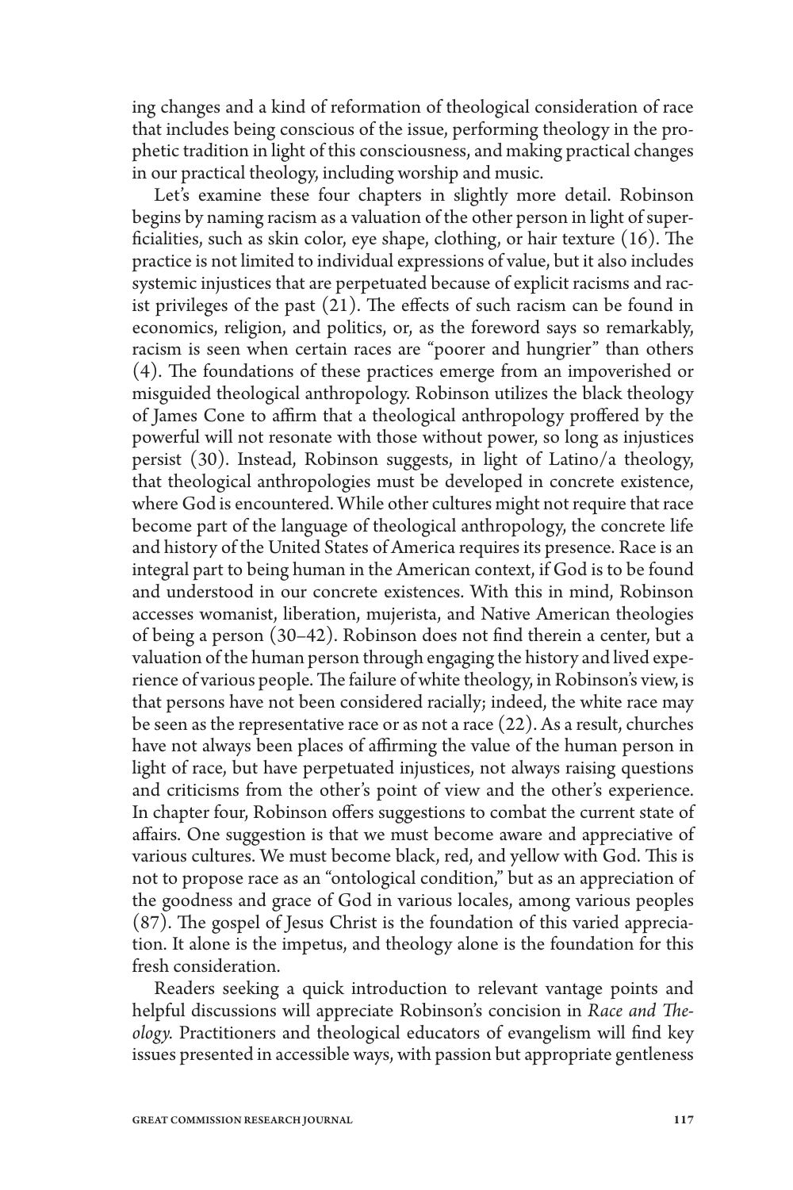ing changes and a kind of reformation of theological consideration of race that includes being conscious of the issue, performing theology in the prophetic tradition in light of this consciousness, and making practical changes in our practical theology, including worship and music.

Let's examine these four chapters in slightly more detail. Robinson begins by naming racism as a valuation of the other person in light of superficialities, such as skin color, eye shape, clothing, or hair texture (16). The practice is not limited to individual expressions of value, but it also includes systemic injustices that are perpetuated because of explicit racisms and racist privileges of the past (21). The effects of such racism can be found in economics, religion, and politics, or, as the foreword says so remarkably, racism is seen when certain races are "poorer and hungrier" than others (4). The foundations of these practices emerge from an impoverished or misguided theological anthropology. Robinson utilizes the black theology of James Cone to affirm that a theological anthropology proffered by the powerful will not resonate with those without power, so long as injustices persist (30). Instead, Robinson suggests, in light of Latino/a theology, that theological anthropologies must be developed in concrete existence, where God is encountered. While other cultures might not require that race become part of the language of theological anthropology, the concrete life and history of the United States of America requires its presence. Race is an integral part to being human in the American context, if God is to be found and understood in our concrete existences. With this in mind, Robinson accesses womanist, liberation, mujerista, and Native American theologies of being a person (30–42). Robinson does not find therein a center, but a valuation of the human person through engaging the history and lived experience of various people. The failure of white theology, in Robinson's view, is that persons have not been considered racially; indeed, the white race may be seen as the representative race or as not a race (22). As a result, churches have not always been places of affirming the value of the human person in light of race, but have perpetuated injustices, not always raising questions and criticisms from the other's point of view and the other's experience. In chapter four, Robinson offers suggestions to combat the current state of affairs. One suggestion is that we must become aware and appreciative of various cultures. We must become black, red, and yellow with God. This is not to propose race as an "ontological condition," but as an appreciation of the goodness and grace of God in various locales, among various peoples (87). The gospel of Jesus Christ is the foundation of this varied appreciation. It alone is the impetus, and theology alone is the foundation for this fresh consideration.

Readers seeking a quick introduction to relevant vantage points and helpful discussions will appreciate Robinson's concision in *Race and Theology*. Practitioners and theological educators of evangelism will find key issues presented in accessible ways, with passion but appropriate gentleness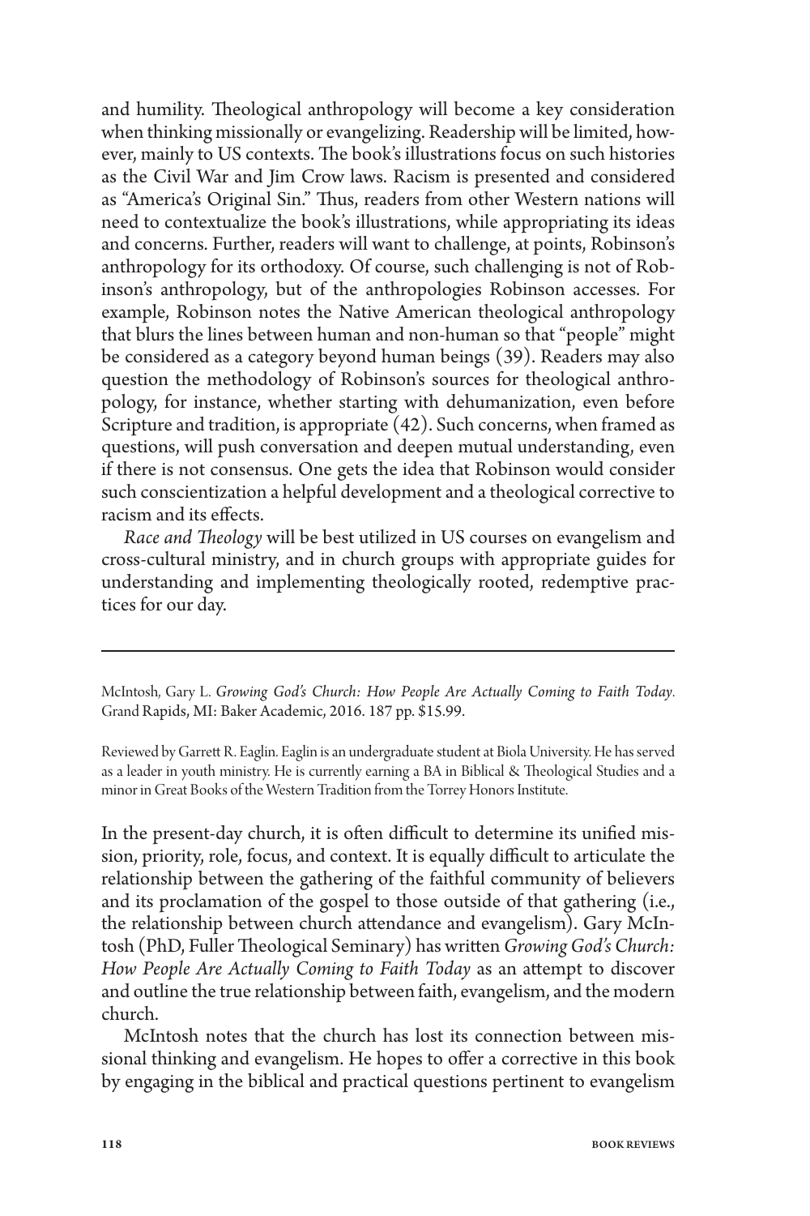and humility. Theological anthropology will become a key consideration when thinking missionally or evangelizing. Readership will be limited, however, mainly to US contexts. The book's illustrations focus on such histories as the Civil War and Jim Crow laws. Racism is presented and considered as "America's Original Sin." Thus, readers from other Western nations will need to contextualize the book's illustrations, while appropriating its ideas and concerns. Further, readers will want to challenge, at points, Robinson's anthropology for its orthodoxy. Of course, such challenging is not of Robinson's anthropology, but of the anthropologies Robinson accesses. For example, Robinson notes the Native American theological anthropology that blurs the lines between human and non-human so that "people" might be considered as a category beyond human beings (39). Readers may also question the methodology of Robinson's sources for theological anthropology, for instance, whether starting with dehumanization, even before Scripture and tradition, is appropriate (42). Such concerns, when framed as questions, will push conversation and deepen mutual understanding, even if there is not consensus. One gets the idea that Robinson would consider such conscientization a helpful development and a theological corrective to racism and its effects.

*Race and Theology* will be best utilized in US courses on evangelism and cross-cultural ministry, and in church groups with appropriate guides for understanding and implementing theologically rooted, redemptive practices for our day.

---

McIntosh, Gary L. *Growing God's Church: How People Are Actually Coming to Faith Today.* Grand Rapids, MI: Baker Academic, 2016. 187 pp. $15.99.

Reviewed by Garrett R. Eaglin. Eaglin is an undergraduate student at Biola University. He has served as a leader in youth ministry. He is currently earning a BA in Biblical & Theological Studies and a minor in Great Books of the Western Tradition from the Torrey Honors Institute.

In the present-day church, it is often difficult to determine its unified mission, priority, role, focus, and context. It is equally difficult to articulate the relationship between the gathering of the faithful community of believers and its proclamation of the gospel to those outside of that gathering (i.e., the relationship between church attendance and evangelism). Gary McIntosh (PhD, Fuller Theological Seminary) has written *Growing God's Church: How People Are Actually Coming to Faith Today* as an attempt to discover and outline the true relationship between faith, evangelism, and the modern church.

McIntosh notes that the church has lost its connection between missional thinking and evangelism. He hopes to offer a corrective in this book by engaging in the biblical and practical questions pertinent to evangelism